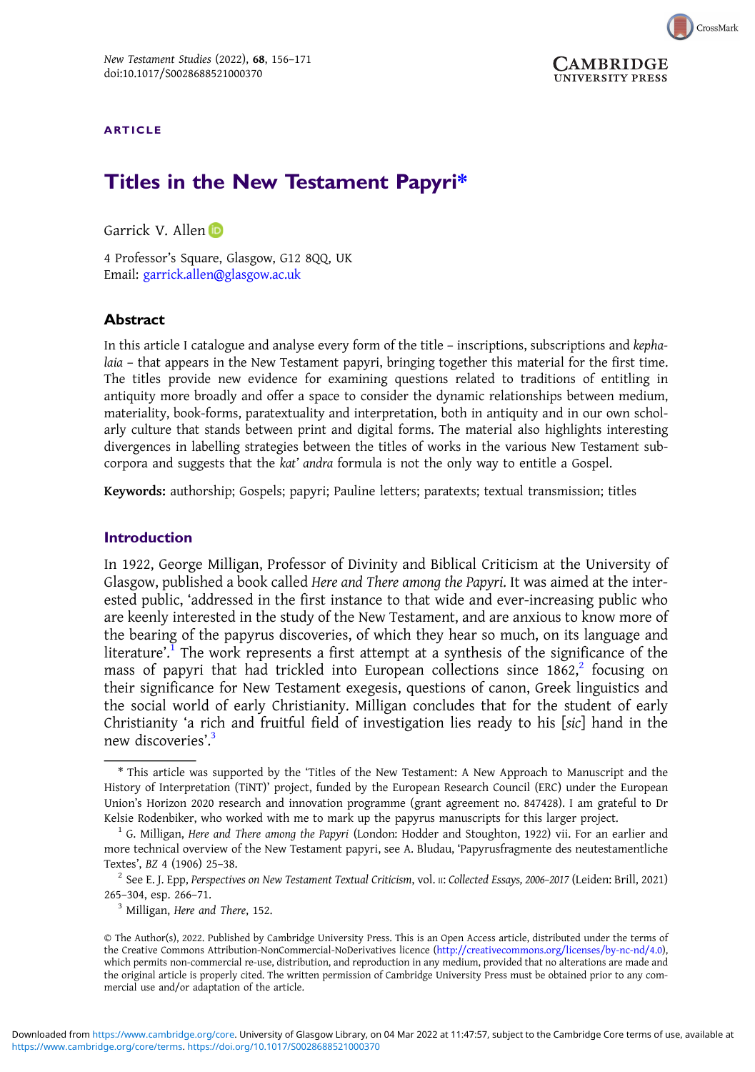ARTICLE

# Titles in the New Testament Papyri*

Garrick V. Allen

4 Professor's Square, Glasgow, G12 8QQ, UK
Email: garrick.allen@glasgow.ac.uk

## Abstract

In this article I catalogue and analyse every form of the title – inscriptions, subscriptions and *kephalaia* – that appears in the New Testament papyri, bringing together this material for the first time. The titles provide new evidence for examining questions related to traditions of entitling in antiquity more broadly and offer a space to consider the dynamic relationships between medium, materiality, book-forms, paratextuality and interpretation, both in antiquity and in our own scholarly culture that stands between print and digital forms. The material also highlights interesting divergences in labelling strategies between the titles of works in the various New Testament subcorpora and suggests that the *kat' andra* formula is not the only way to entitle a Gospel.

**Keywords:** authorship; Gospels; papyri; Pauline letters; paratexts; textual transmission; titles

## Introduction

In 1922, George Milligan, Professor of Divinity and Biblical Criticism at the University of Glasgow, published a book called *Here and There among the Papyri*. It was aimed at the interested public, 'addressed in the first instance to that wide and ever-increasing public who are keenly interested in the study of the New Testament, and are anxious to know more of the bearing of the papyrus discoveries, of which they hear so much, on its language and literature'.[1] The work represents a first attempt at a synthesis of the significance of the mass of papyri that had trickled into European collections since 1862,[2] focusing on their significance for New Testament exegesis, questions of canon, Greek linguistics and the social world of early Christianity. Milligan concludes that for the student of early Christianity 'a rich and fruitful field of investigation lies ready to his [*sic*] hand in the new discoveries'.[3]

---

* This article was supported by the 'Titles of the New Testament: A New Approach to Manuscript and the History of Interpretation (TiNT)' project, funded by the European Research Council (ERC) under the European Union's Horizon 2020 research and innovation programme (grant agreement no. 847428). I am grateful to Dr Kelsie Rodenbiker, who worked with me to mark up the papyrus manuscripts for this larger project.

[1] G. Milligan, *Here and There among the Papyri* (London: Hodder and Stoughton, 1922) vii. For an earlier and more technical overview of the New Testament papyri, see A. Bludau, 'Papyrusfragmente des neutestamentliche Textes', *BZ* 4 (1906) 25–38.

[2] See E. J. Epp, *Perspectives on New Testament Textual Criticism*, vol. II: *Collected Essays, 2006–2017* (Leiden: Brill, 2021) 265–304, esp. 266–71.

[3] Milligan, *Here and There*, 152.

© The Author(s), 2022. Published by Cambridge University Press. This is an Open Access article, distributed under the terms of the Creative Commons Attribution-NonCommercial-NoDerivatives licence (http://creativecommons.org/licenses/by-nc-nd/4.0), which permits non-commercial re-use, distribution, and reproduction in any medium, provided that no alterations are made and the original article is properly cited. The written permission of Cambridge University Press must be obtained prior to any commercial use and/or adaptation of the article.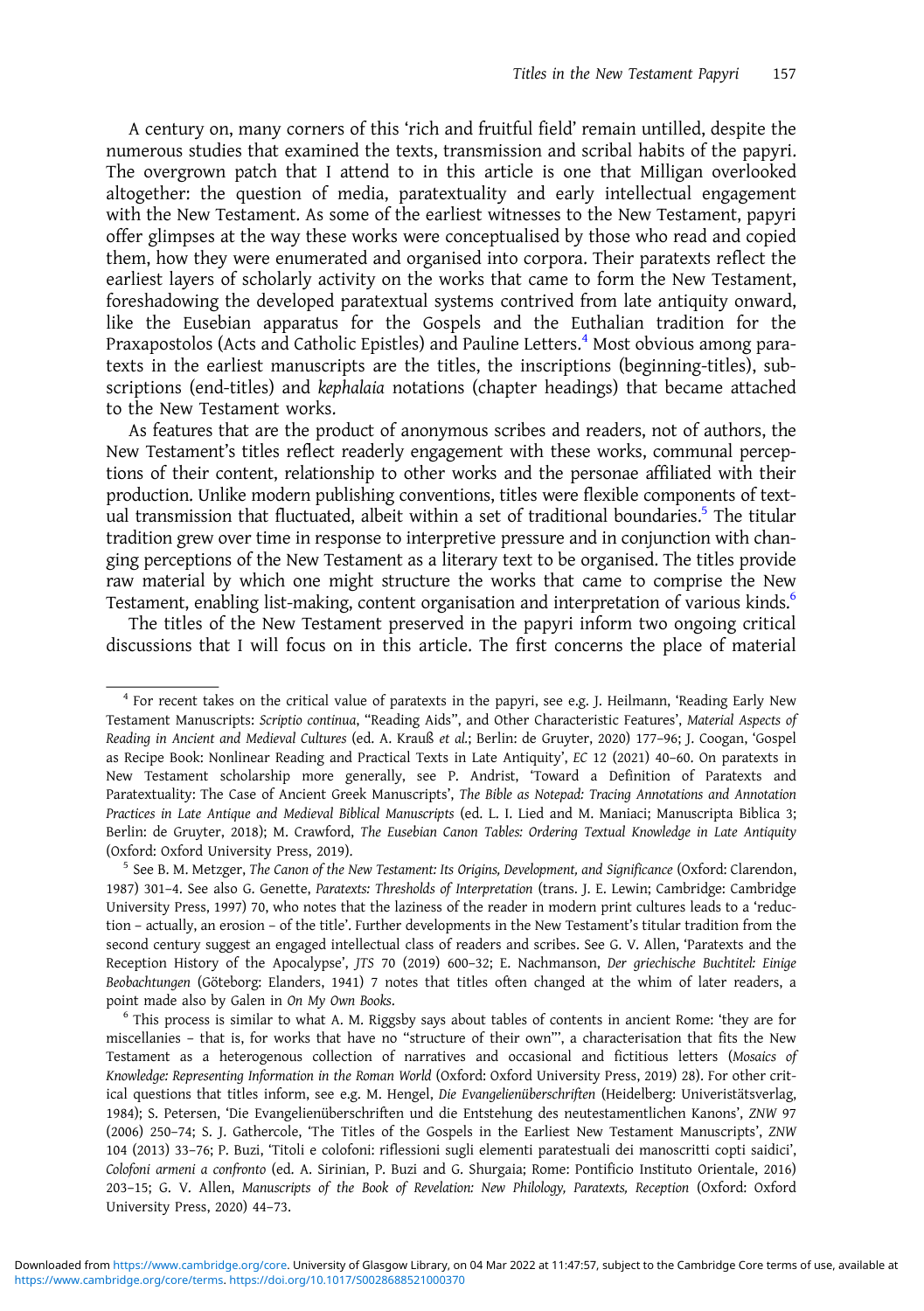A century on, many corners of this 'rich and fruitful field' remain untilled, despite the numerous studies that examined the texts, transmission and scribal habits of the papyri. The overgrown patch that I attend to in this article is one that Milligan overlooked altogether: the question of media, paratextuality and early intellectual engagement with the New Testament. As some of the earliest witnesses to the New Testament, papyri offer glimpses at the way these works were conceptualised by those who read and copied them, how they were enumerated and organised into corpora. Their paratexts reflect the earliest layers of scholarly activity on the works that came to form the New Testament, foreshadowing the developed paratextual systems contrived from late antiquity onward, like the Eusebian apparatus for the Gospels and the Euthalian tradition for the Praxapostolos (Acts and Catholic Epistles) and Pauline Letters.[4] Most obvious among paratexts in the earliest manuscripts are the titles, the inscriptions (beginning-titles), subscriptions (end-titles) and *kephalaia* notations (chapter headings) that became attached to the New Testament works.

As features that are the product of anonymous scribes and readers, not of authors, the New Testament's titles reflect readerly engagement with these works, communal perceptions of their content, relationship to other works and the personae affiliated with their production. Unlike modern publishing conventions, titles were flexible components of textual transmission that fluctuated, albeit within a set of traditional boundaries.[5] The titular tradition grew over time in response to interpretive pressure and in conjunction with changing perceptions of the New Testament as a literary text to be organised. The titles provide raw material by which one might structure the works that came to comprise the New Testament, enabling list-making, content organisation and interpretation of various kinds.[6]

The titles of the New Testament preserved in the papyri inform two ongoing critical discussions that I will focus on in this article. The first concerns the place of material

---

[4] For recent takes on the critical value of paratexts in the papyri, see e.g. J. Heilmann, 'Reading Early New Testament Manuscripts: *Scriptio continua*, "Reading Aids", and Other Characteristic Features', *Material Aspects of Reading in Ancient and Medieval Cultures* (ed. A. Krauß *et al.*; Berlin: de Gruyter, 2020) 177–96; J. Coogan, 'Gospel as Recipe Book: Nonlinear Reading and Practical Texts in Late Antiquity', *EC* 12 (2021) 40–60. On paratexts in New Testament scholarship more generally, see P. Andrist, 'Toward a Definition of Paratexts and Paratextuality: The Case of Ancient Greek Manuscripts', *The Bible as Notepad: Tracing Annotations and Annotation Practices in Late Antique and Medieval Biblical Manuscripts* (ed. L. I. Lied and M. Maniaci; Manuscripta Biblica 3; Berlin: de Gruyter, 2018); M. Crawford, *The Eusebian Canon Tables: Ordering Textual Knowledge in Late Antiquity* (Oxford: Oxford University Press, 2019).

[5] See B. M. Metzger, *The Canon of the New Testament: Its Origins, Development, and Significance* (Oxford: Clarendon, 1987) 301–4. See also G. Genette, *Paratexts: Thresholds of Interpretation* (trans. J. E. Lewin; Cambridge: Cambridge University Press, 1997) 70, who notes that the laziness of the reader in modern print cultures leads to a 'reduction – actually, an erosion – of the title'. Further developments in the New Testament's titular tradition from the second century suggest an engaged intellectual class of readers and scribes. See G. V. Allen, 'Paratexts and the Reception History of the Apocalypse', *JTS* 70 (2019) 600–32; E. Nachmanson, *Der griechische Buchtitel: Einige Beobachtungen* (Göteborg: Elanders, 1941) 7 notes that titles often changed at the whim of later readers, a point made also by Galen in *On My Own Books*.

[6] This process is similar to what A. M. Riggsby says about tables of contents in ancient Rome: 'they are for miscellanies – that is, for works that have no "structure of their own"', a characterisation that fits the New Testament as a heterogenous collection of narratives and occasional and fictitious letters (*Mosaics of Knowledge: Representing Information in the Roman World* (Oxford: Oxford University Press, 2019) 28). For other critical questions that titles inform, see e.g. M. Hengel, *Die Evangelienüberschriften* (Heidelberg: Univeristätsverlag, 1984); S. Petersen, 'Die Evangelienüberschriften und die Entstehung des neutestamentlichen Kanons', *ZNW* 97 (2006) 250–74; S. J. Gathercole, 'The Titles of the Gospels in the Earliest New Testament Manuscripts', *ZNW* 104 (2013) 33–76; P. Buzi, 'Titoli e colofoni: riflessioni sugli elementi paratestuali dei manoscritti copti saidici', *Colofoni armeni a confronto* (ed. A. Sirinian, P. Buzi and G. Shurgaia; Rome: Pontificio Instituto Orientale, 2016) 203–15; G. V. Allen, *Manuscripts of the Book of Revelation: New Philology, Paratexts, Reception* (Oxford: Oxford University Press, 2020) 44–73.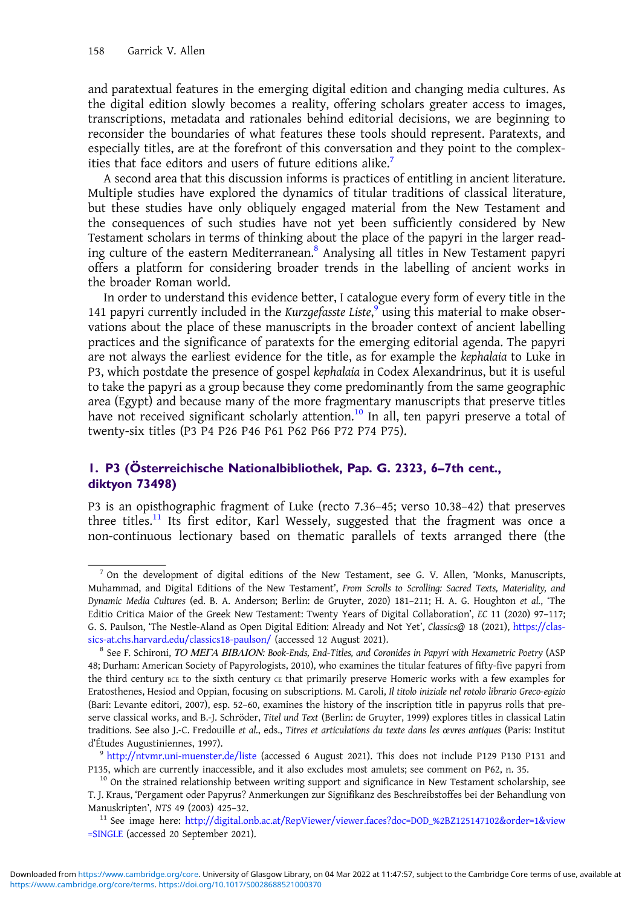and paratextual features in the emerging digital edition and changing media cultures. As the digital edition slowly becomes a reality, offering scholars greater access to images, transcriptions, metadata and rationales behind editorial decisions, we are beginning to reconsider the boundaries of what features these tools should represent. Paratexts, and especially titles, are at the forefront of this conversation and they point to the complexities that face editors and users of future editions alike.[7]

A second area that this discussion informs is practices of entitling in ancient literature. Multiple studies have explored the dynamics of titular traditions of classical literature, but these studies have only obliquely engaged material from the New Testament and the consequences of such studies have not yet been sufficiently considered by New Testament scholars in terms of thinking about the place of the papyri in the larger reading culture of the eastern Mediterranean.[8] Analysing all titles in New Testament papyri offers a platform for considering broader trends in the labelling of ancient works in the broader Roman world.

In order to understand this evidence better, I catalogue every form of every title in the 141 papyri currently included in the *Kurzgefasste Liste*,[9] using this material to make observations about the place of these manuscripts in the broader context of ancient labelling practices and the significance of paratexts for the emerging editorial agenda. The papyri are not always the earliest evidence for the title, as for example the *kephalaia* to Luke in P3, which postdate the presence of gospel *kephalaia* in Codex Alexandrinus, but it is useful to take the papyri as a group because they come predominantly from the same geographic area (Egypt) and because many of the more fragmentary manuscripts that preserve titles have not received significant scholarly attention.[10] In all, ten papyri preserve a total of twenty-six titles (P3 P4 P26 P46 P61 P62 P66 P72 P74 P75).

## 1. P3 (Österreichische Nationalbibliothek, Pap. G. 2323, 6–7th cent., diktyon 73498)

P3 is an opisthographic fragment of Luke (recto 7.36–45; verso 10.38–42) that preserves three titles.[11] Its first editor, Karl Wessely, suggested that the fragment was once a non-continuous lectionary based on thematic parallels of texts arranged there (the

---

[7] On the development of digital editions of the New Testament, see G. V. Allen, 'Monks, Manuscripts, Muhammad, and Digital Editions of the New Testament', *From Scrolls to Scrolling: Sacred Texts, Materiality, and Dynamic Media Cultures* (ed. B. A. Anderson; Berlin: de Gruyter, 2020) 181–211; H. A. G. Houghton *et al.*, 'The Editio Critica Maior of the Greek New Testament: Twenty Years of Digital Collaboration', *EC* 11 (2020) 97–117; G. S. Paulson, 'The Nestle-Aland as Open Digital Edition: Already and Not Yet', *Classics@* 18 (2021), https://classics-at.chs.harvard.edu/classics18-paulson/ (accessed 12 August 2021).

[8] See F. Schironi, *ΤΟ ΜΕΓΑ ΒΙΒΛΙΟΝ: Book-Ends, End-Titles, and Coronides in Papyri with Hexametric Poetry* (ASP 48; Durham: American Society of Papyrologists, 2010), who examines the titular features of fifty-five papyri from the third century BCE to the sixth century CE that primarily preserve Homeric works with a few examples for Eratosthenes, Hesiod and Oppian, focusing on subscriptions. M. Caroli, *Il titolo iniziale nel rotolo librario Greco-egizio* (Bari: Levante editori, 2007), esp. 52–60, examines the history of the inscription title in papyrus rolls that preserve classical works, and B.-J. Schröder, *Titel und Text* (Berlin: de Gruyter, 1999) explores titles in classical Latin traditions. See also J.-C. Fredouille *et al.*, eds., *Titres et articulations du texte dans les œvres antiques* (Paris: Institut d'Études Augustiniennes, 1997).

[9] http://ntvmr.uni-muenster.de/liste (accessed 6 August 2021). This does not include P129 P130 P131 and P135, which are currently inaccessible, and it also excludes most amulets; see comment on P62, n. 35.

[10] On the strained relationship between writing support and significance in New Testament scholarship, see T. J. Kraus, 'Pergament oder Papyrus? Anmerkungen zur Signifikanz des Beschreibstoffes bei der Behandlung von Manuskripten', *NTS* 49 (2003) 425–32.

[11] See image here: http://digital.onb.ac.at/RepViewer/viewer.faces?doc=DOD_%2BZ125147102&order=1&view=SINGLE (accessed 20 September 2021).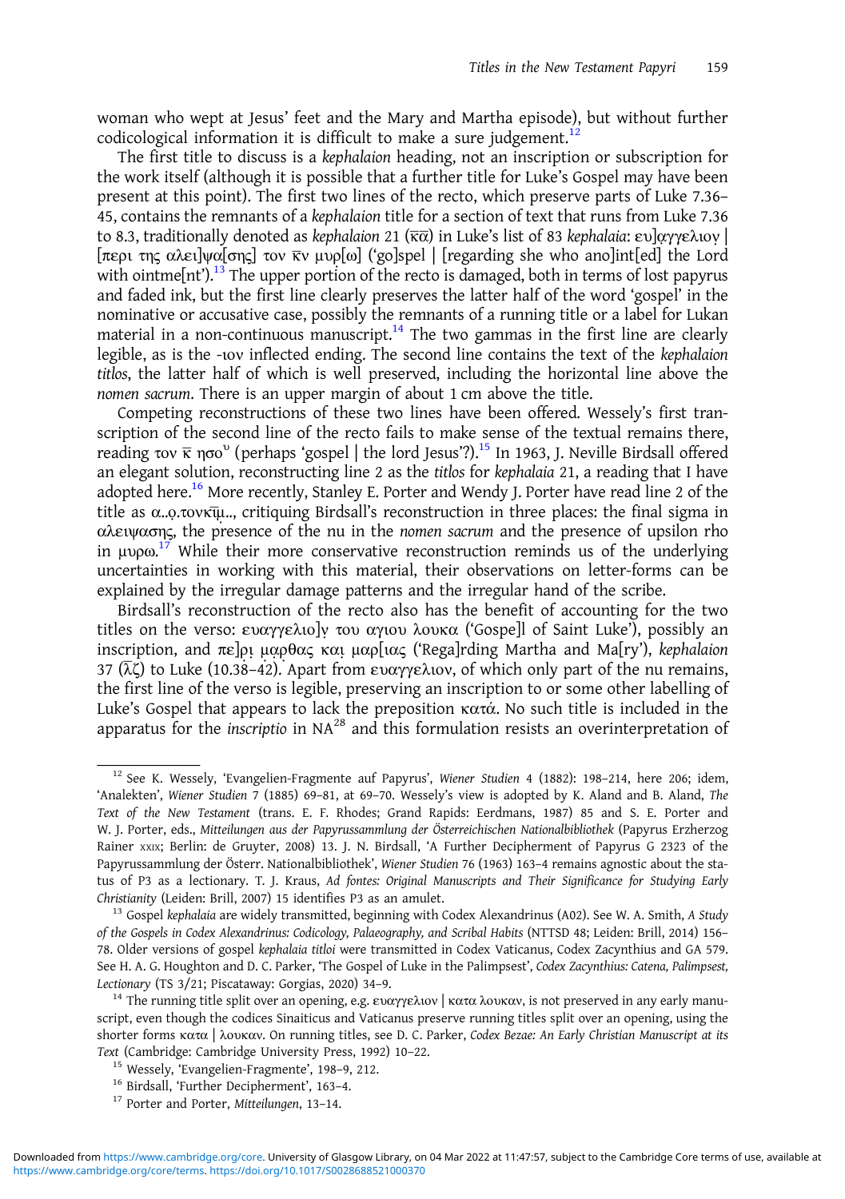woman who wept at Jesus' feet and the Mary and Martha episode), but without further codicological information it is difficult to make a sure judgement.[12]

The first title to discuss is a *kephalaion* heading, not an inscription or subscription for the work itself (although it is possible that a further title for Luke's Gospel may have been present at this point). The first two lines of the recto, which preserve parts of Luke 7.36–45, contains the remnants of a *kephalaion* title for a section of text that runs from Luke 7.36 to 8.3, traditionally denoted as *kephalaion* 21 (κ̅α̅) in Luke's list of 83 *kephalaia*: ευ]αγγελιον | [περι της αλει]ψα[σης] τον κ̅ν̅ μυρ[ω] ('go]spel | [regarding she who ano]int[ed] the Lord with ointme[nt').[13] The upper portion of the recto is damaged, both in terms of lost papyrus and faded ink, but the first line clearly preserves the latter half of the word 'gospel' in the nominative or accusative case, possibly the remnants of a running title or a label for Lukan material in a non-continuous manuscript.[14] The two gammas in the first line are clearly legible, as is the -ιον inflected ending. The second line contains the text of the *kephalaion titlos*, the latter half of which is well preserved, including the horizontal line above the *nomen sacrum*. There is an upper margin of about 1 cm above the title.

Competing reconstructions of these two lines have been offered. Wessely's first transcription of the second line of the recto fails to make sense of the textual remains there, reading τον κ̅ ησοᵘ (perhaps 'gospel | the lord Jesus'?).[15] In 1963, J. Neville Birdsall offered an elegant solution, reconstructing line 2 as the *titlos* for *kephalaia* 21, a reading that I have adopted here.[16] More recently, Stanley E. Porter and Wendy J. Porter have read line 2 of the title as α..ο̣.τονκ̅μ̣̅.., critiquing Birdsall's reconstruction in three places: the final sigma in αλειψασης, the presence of the nu in the *nomen sacrum* and the presence of upsilon rho in μυρω.[17] While their more conservative reconstruction reminds us of the underlying uncertainties in working with this material, their observations on letter-forms can be explained by the irregular damage patterns and the irregular hand of the scribe.

Birdsall's reconstruction of the recto also has the benefit of accounting for the two titles on the verso: ευαγγελιο]ν του αγιου λουκα ('Gospe]l of Saint Luke'), possibly an inscription, and πε]ρ̣ι̣ μ̣α̣ρθας κα̣ι̣ μαρ[ιας ('Rega]rding Martha and Ma[ry'), *kephalaion* 37 (λ̅ζ̅) to Luke (10.38–42). Apart from ευαγγελιον, of which only part of the nu remains, the first line of the verso is legible, preserving an inscription to or some other labelling of Luke's Gospel that appears to lack the preposition κατά. No such title is included in the apparatus for the *inscriptio* in NA[28] and this formulation resists an overinterpretation of

---

[12] See K. Wessely, 'Evangelien-Fragmente auf Papyrus', *Wiener Studien* 4 (1882): 198–214, here 206; idem, 'Analekten', *Wiener Studien* 7 (1885) 69–81, at 69–70. Wessely's view is adopted by K. Aland and B. Aland, *The Text of the New Testament* (trans. E. F. Rhodes; Grand Rapids: Eerdmans, 1987) 85 and S. E. Porter and W. J. Porter, eds., *Mitteilungen aus der Papyrussammlung der Österreichischen Nationalbibliothek* (Papyrus Erzherzog Rainer XXIX; Berlin: de Gruyter, 2008) 13. J. N. Birdsall, 'A Further Decipherment of Papyrus G 2323 of the Papyrussammlung der Österr. Nationalbibliothek', *Wiener Studien* 76 (1963) 163–4 remains agnostic about the status of P3 as a lectionary. T. J. Kraus, *Ad fontes: Original Manuscripts and Their Significance for Studying Early Christianity* (Leiden: Brill, 2007) 15 identifies P3 as an amulet.

[13] Gospel *kephalaia* are widely transmitted, beginning with Codex Alexandrinus (A02). See W. A. Smith, *A Study of the Gospels in Codex Alexandrinus: Codicology, Palaeography, and Scribal Habits* (NTTSD 48; Leiden: Brill, 2014) 156–78. Older versions of gospel *kephalaia titloi* were transmitted in Codex Vaticanus, Codex Zacynthius and GA 579. See H. A. G. Houghton and D. C. Parker, 'The Gospel of Luke in the Palimpsest', *Codex Zacynthius: Catena, Palimpsest, Lectionary* (TS 3/21; Piscataway: Gorgias, 2020) 34–9.

[14] The running title split over an opening, e.g. ευαγγελιον | κατα λουκαν, is not preserved in any early manuscript, even though the codices Sinaiticus and Vaticanus preserve running titles split over an opening, using the shorter forms κατα | λουκαν. On running titles, see D. C. Parker, *Codex Bezae: An Early Christian Manuscript at its Text* (Cambridge: Cambridge University Press, 1992) 10–22.

[15] Wessely, 'Evangelien-Fragmente', 198–9, 212.

[16] Birdsall, 'Further Decipherment', 163–4.

[17] Porter and Porter, *Mitteilungen*, 13–14.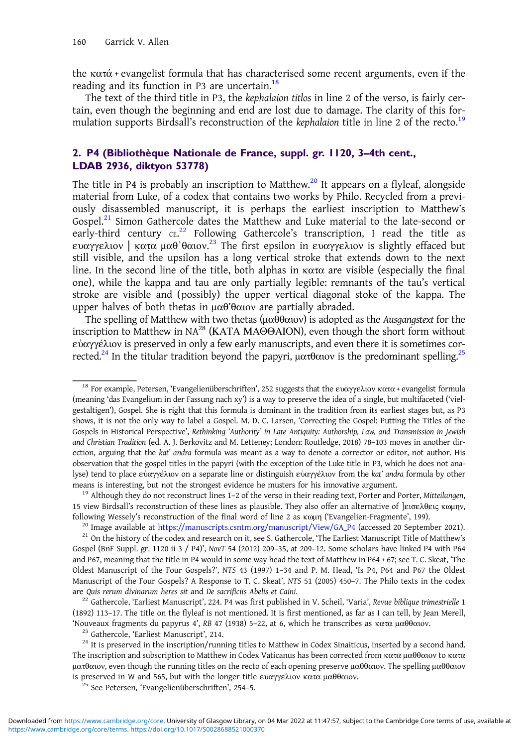the κατά + evangelist formula that has characterised some recent arguments, even if the reading and its function in P3 are uncertain.[18]

The text of the third title in P3, the *kephalaion titlos* in line 2 of the verso, is fairly certain, even though the beginning and end are lost due to damage. The clarity of this formulation supports Birdsall's reconstruction of the *kephalaion* title in line 2 of the recto.[19]

## 2. P4 (Bibliothèque Nationale de France, suppl. gr. 1120, 3–4th cent., LDAB 2936, diktyon 53778)

The title in P4 is probably an inscription to Matthew.[20] It appears on a flyleaf, alongside material from Luke, of a codex that contains two works by Philo. Recycled from a previously disassembled manuscript, it is perhaps the earliest inscription to Matthew's Gospel.[21] Simon Gathercole dates the Matthew and Luke material to the late-second or early-third century CE.[22] Following Gathercole's transcription, I read the title as ευαγγελιον | κ̣α̣τα μαθ᾽θαιον.[23] The first epsilon in ευαγγελιον is slightly effaced but still visible, and the upsilon has a long vertical stroke that extends down to the next line. In the second line of the title, both alphas in κατα are visible (especially the final one), while the kappa and tau are only partially legible: remnants of the tau's vertical stroke are visible and (possibly) the upper vertical diagonal stoke of the kappa. The upper halves of both thetas in μαθ᾽θαιον are partially abraded.

The spelling of Matthew with two thetas (μαθθαιον) is adopted as the *Ausgangstext* for the inscription to Matthew in NA[28] (ΚΑΤΑ ΜΑΘΘΑΙΟΝ), even though the short form without εὐαγγέλιον is preserved in only a few early manuscripts, and even there it is sometimes corrected.[24] In the titular tradition beyond the papyri, ματθαιον is the predominant spelling.[25]

---

[18] For example, Petersen, 'Evangelienüberschriften', 252 suggests that the ευαγγελιον κατα + evangelist formula (meaning 'das Evangelium in der Fassung nach xy') is a way to preserve the idea of a single, but multifaceted ('vielgestaltigen'), Gospel. She is right that this formula is dominant in the tradition from its earliest stages but, as P3 shows, it is not the only way to label a Gospel. M. D. C. Larsen, 'Correcting the Gospel: Putting the Titles of the Gospels in Historical Perspective', *Rethinking 'Authority' in Late Antiquity: Authorship, Law, and Transmission in Jewish and Christian Tradition* (ed. A. J. Berkovitz and M. Letteney; London: Routledge, 2018) 78–103 moves in another direction, arguing that the *kat' andra* formula was meant as a way to denote a corrector or editor, not author. His observation that the gospel titles in the papyri (with the exception of the Luke title in P3, which he does not analyse) tend to place εὐαγγέλιον on a separate line or distinguish εὐαγγέλιον from the *kat' andra* formula by other means is interesting, but not the strongest evidence he musters for his innovative argument.

[19] Although they do not reconstruct lines 1–2 of the verso in their reading text, Porter and Porter, *Mitteilungen*, 15 view Birdsall's reconstruction of these lines as plausible. They also offer an alternative of ]εισελθεις κωμην, following Wessely's reconstruction of the final word of line 2 as κωμη ('Evangelien-Fragmente', 199).

[20] Image available at https://manuscripts.csntm.org/manuscript/View/GA_P4 (accessed 20 September 2021).

[21] On the history of the codex and research on it, see S. Gathercole, 'The Earliest Manuscript Title of Matthew's Gospel (BnF Suppl. gr. 1120 ii 3 / P4)', *NovT* 54 (2012) 209–35, at 209–12. Some scholars have linked P4 with P64 and P67, meaning that the title in P4 would in some way head the text of Matthew in P64 + 67; see T. C. Skeat, 'The Oldest Manuscript of the Four Gospels?', *NTS* 43 (1997) 1–34 and P. M. Head, 'Is P4, P64 and P67 the Oldest Manuscript of the Four Gospels? A Response to T. C. Skeat', *NTS* 51 (2005) 450–7. The Philo texts in the codex are *Quis rerum divinarum heres sit* and *De sacrificiis Abelis et Caini*.

[22] Gathercole, 'Earliest Manuscript', 224. P4 was first published in V. Scheil, 'Varia', *Revue biblique trimestrielle* 1 (1892) 113–17. The title on the flyleaf is not mentioned. It is first mentioned, as far as I can tell, by Jean Merell, 'Nouveaux fragments du papyrus 4', *RB* 47 (1938) 5–22, at 6, which he transcribes as κατα μαθθαιον.

[23] Gathercole, 'Earliest Manuscript', 214.

[24] It is preserved in the inscription/running titles to Matthew in Codex Sinaiticus, inserted by a second hand. The inscription and subscription to Matthew in Codex Vaticanus has been corrected from κατα μαθθαιον to κατα ματθαιον, even though the running titles on the recto of each opening preserve μαθθαιον. The spelling μαθθαιον is preserved in W and 565, but with the longer title ευαγγελιον κατα μαθθαιον.

[25] See Petersen, 'Evangelienüberschriften', 254–5.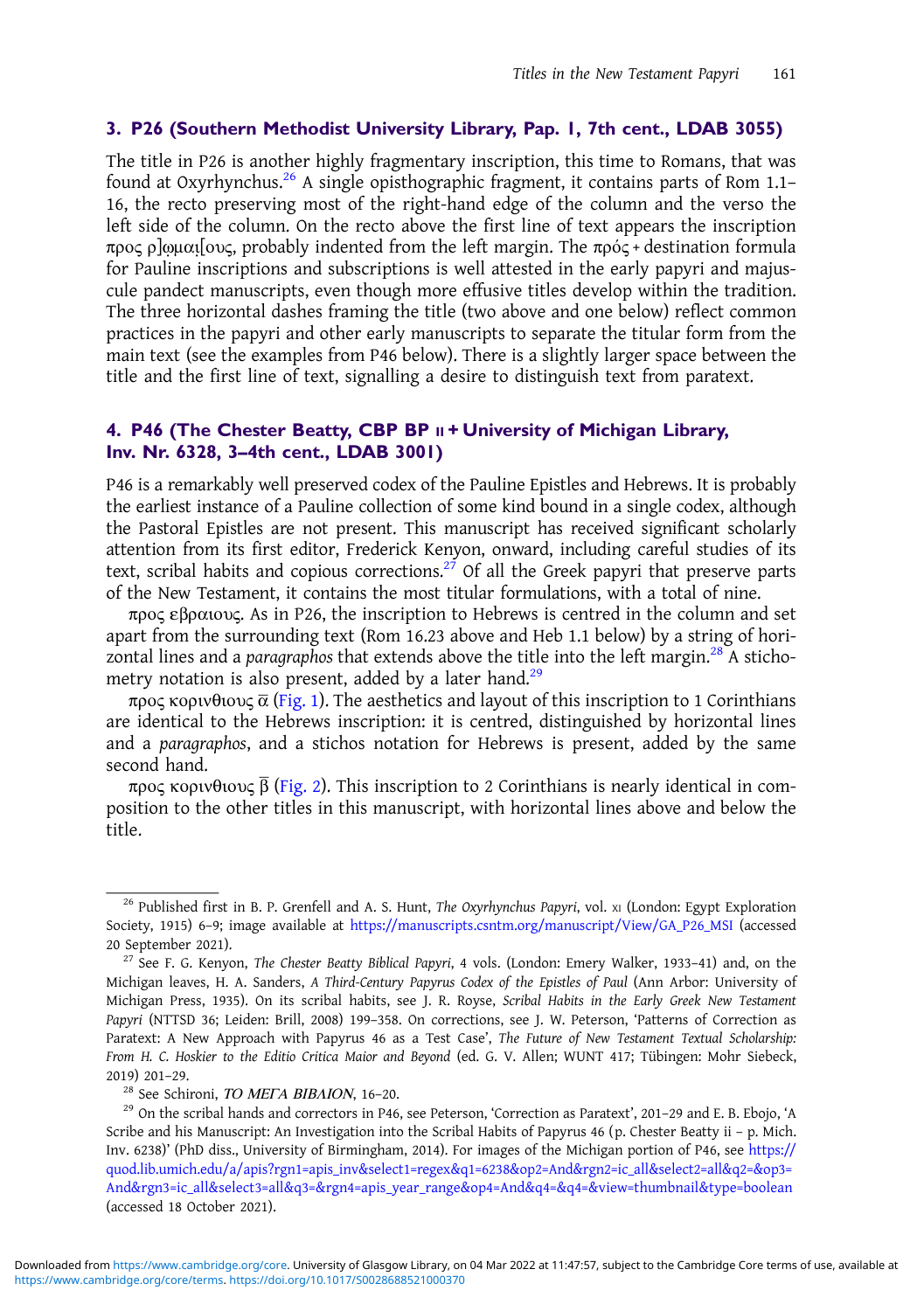### 3. P26 (Southern Methodist University Library, Pap. 1, 7th cent., LDAB 3055)

The title in P26 is another highly fragmentary inscription, this time to Romans, that was found at Oxyrhynchus.[26] A single opisthographic fragment, it contains parts of Rom 1.1–16, the recto preserving most of the right-hand edge of the column and the verso the left side of the column. On the recto above the first line of text appears the inscription προς ρ]ωμαι[ους, probably indented from the left margin. The πρός + destination formula for Pauline inscriptions and subscriptions is well attested in the early papyri and majuscule pandect manuscripts, even though more effusive titles develop within the tradition. The three horizontal dashes framing the title (two above and one below) reflect common practices in the papyri and other early manuscripts to separate the titular form from the main text (see the examples from P46 below). There is a slightly larger space between the title and the first line of text, signalling a desire to distinguish text from paratext.

### 4. P46 (The Chester Beatty, CBP BP II + University of Michigan Library, Inv. Nr. 6328, 3–4th cent., LDAB 3001)

P46 is a remarkably well preserved codex of the Pauline Epistles and Hebrews. It is probably the earliest instance of a Pauline collection of some kind bound in a single codex, although the Pastoral Epistles are not present. This manuscript has received significant scholarly attention from its first editor, Frederick Kenyon, onward, including careful studies of its text, scribal habits and copious corrections.[27] Of all the Greek papyri that preserve parts of the New Testament, it contains the most titular formulations, with a total of nine.

προς εβραιους. As in P26, the inscription to Hebrews is centred in the column and set apart from the surrounding text (Rom 16.23 above and Heb 1.1 below) by a string of horizontal lines and a *paragraphos* that extends above the title into the left margin.[28] A stichometry notation is also present, added by a later hand.[29]

προς κορινθιους α̅ (Fig. 1). The aesthetics and layout of this inscription to 1 Corinthians are identical to the Hebrews inscription: it is centred, distinguished by horizontal lines and a *paragraphos*, and a stichos notation for Hebrews is present, added by the same second hand.

προς κορινθιους β̅ (Fig. 2). This inscription to 2 Corinthians is nearly identical in composition to the other titles in this manuscript, with horizontal lines above and below the title.

---

[26] Published first in B. P. Grenfell and A. S. Hunt, *The Oxyrhynchus Papyri*, vol. XI (London: Egypt Exploration Society, 1915) 6–9; image available at https://manuscripts.csntm.org/manuscript/View/GA_P26_MSI (accessed 20 September 2021).

[27] See F. G. Kenyon, *The Chester Beatty Biblical Papyri*, 4 vols. (London: Emery Walker, 1933–41) and, on the Michigan leaves, H. A. Sanders, *A Third-Century Papyrus Codex of the Epistles of Paul* (Ann Arbor: University of Michigan Press, 1935). On its scribal habits, see J. R. Royse, *Scribal Habits in the Early Greek New Testament Papyri* (NTTSD 36; Leiden: Brill, 2008) 199–358. On corrections, see J. W. Peterson, 'Patterns of Correction as Paratext: A New Approach with Papyrus 46 as a Test Case', *The Future of New Testament Textual Scholarship: From H. C. Hoskier to the Editio Critica Maior and Beyond* (ed. G. V. Allen; WUNT 417; Tübingen: Mohr Siebeck, 2019) 201–29.

[28] See Schironi, *ΤΟ ΜΕΓΑ ΒΙΒΛΙΟΝ*, 16–20.

[29] On the scribal hands and correctors in P46, see Peterson, 'Correction as Paratext', 201–29 and E. B. Ebojo, 'A Scribe and his Manuscript: An Investigation into the Scribal Habits of Papyrus 46 (p. Chester Beatty ii – p. Mich. Inv. 6238)' (PhD diss., University of Birmingham, 2014). For images of the Michigan portion of P46, see https://quod.lib.umich.edu/a/apis?rgn1=apis_inv&select1=regex&q1=6238&op2=And&rgn2=ic_all&select2=all&q2=&op3=And&rgn3=ic_all&select3=all&q3=&rgn4=apis_year_range&op4=And&q4=&q4=&view=thumbnail&type=boolean (accessed 18 October 2021).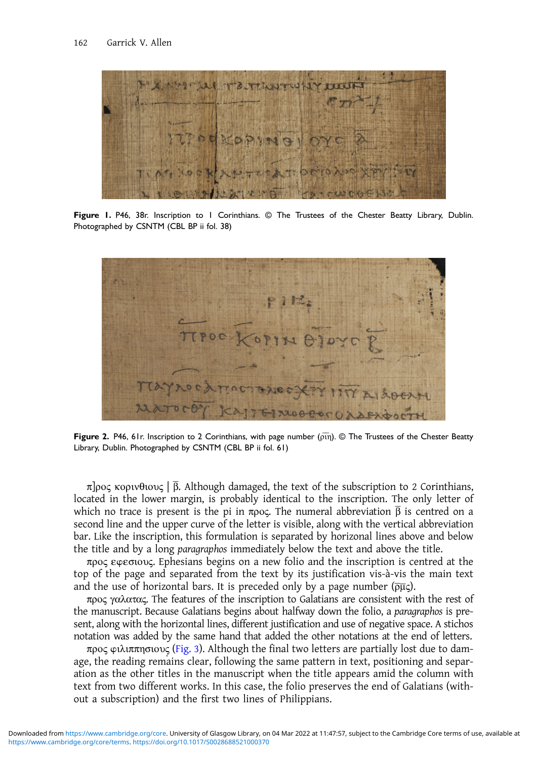**Figure 1.** P46, 38r. Inscription to 1 Corinthians. © The Trustees of the Chester Beatty Library, Dublin. Photographed by CSNTM (CBL BP ii fol. 38)

**Figure 2.** P46, 61r. Inscription to 2 Corinthians, with page number ($\overline{ριη}$). © The Trustees of the Chester Beatty Library, Dublin. Photographed by CSNTM (CBL BP ii fol. 61)

π]ρος κορινθιους | $\overline{β}$. Although damaged, the text of the subscription to 2 Corinthians, located in the lower margin, is probably identical to the inscription. The only letter of which no trace is present is the pi in προς. The numeral abbreviation $\overline{β}$ is centred on a second line and the upper curve of the letter is visible, along with the vertical abbreviation bar. Like the inscription, this formulation is separated by horizontal lines above and below the title and by a long *paragraphos* immediately below the text and above the title.

προς εφεσιους. Ephesians begins on a new folio and the inscription is centred at the top of the page and separated from the text by its justification vis-à-vis the main text and the use of horizontal bars. It is preceded only by a page number ($\overline{ρμς}$).

προς γαλατας. The features of the inscription to Galatians are consistent with the rest of the manuscript. Because Galatians begins about halfway down the folio, a *paragraphos* is present, along with the horizontal lines, different justification and use of negative space. A stichos notation was added by the same hand that added the other notations at the end of letters.

προς φιλιππησιους (Fig. 3). Although the final two letters are partially lost due to damage, the reading remains clear, following the same pattern in text, positioning and separation as the other titles in the manuscript when the title appears amid the column with text from two different works. In this case, the folio preserves the end of Galatians (without a subscription) and the first two lines of Philippians.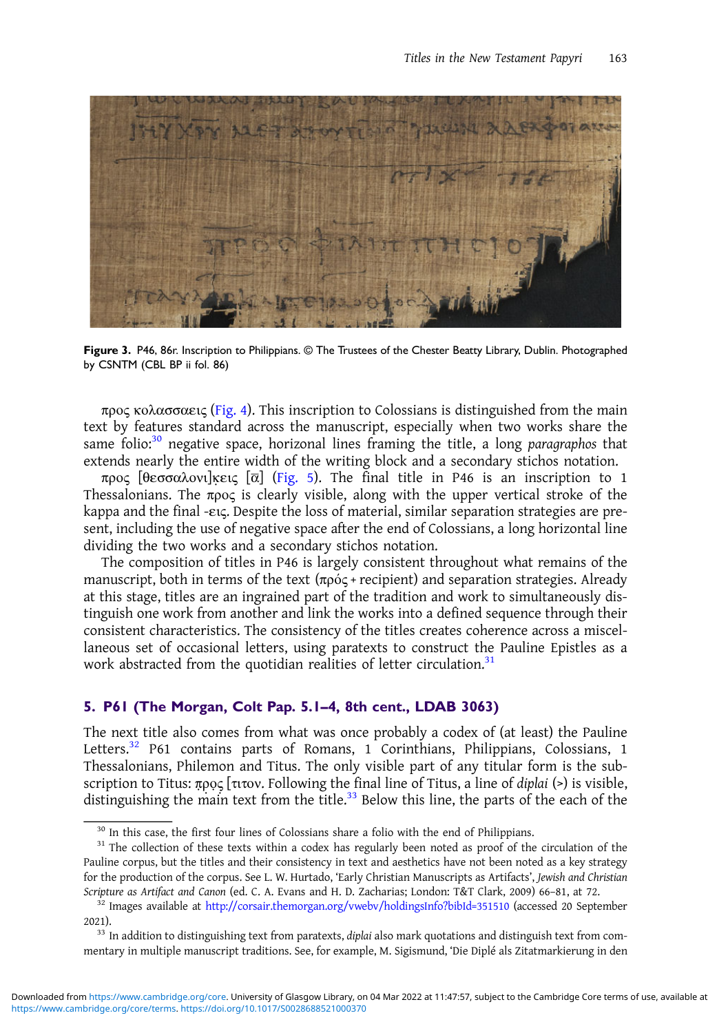**Figure 3.** P46, 86r. Inscription to Philippians. © The Trustees of the Chester Beatty Library, Dublin. Photographed by CSNTM (CBL BP ii fol. 86)

προς κολασσαεις (Fig. 4). This inscription to Colossians is distinguished from the main text by features standard across the manuscript, especially when two works share the same folio:[30] negative space, horizontal lines framing the title, a long *paragraphos* that extends nearly the entire width of the writing block and a secondary stichos notation.

προς [θεσσαλονι]κεις [α̅] (Fig. 5). The final title in P46 is an inscription to 1 Thessalonians. The προς is clearly visible, along with the upper vertical stroke of the kappa and the final -εις. Despite the loss of material, similar separation strategies are present, including the use of negative space after the end of Colossians, a long horizontal line dividing the two works and a secondary stichos notation.

The composition of titles in P46 is largely consistent throughout what remains of the manuscript, both in terms of the text (πρός + recipient) and separation strategies. Already at this stage, titles are an ingrained part of the tradition and work to simultaneously distinguish one work from another and link the works into a defined sequence through their consistent characteristics. The consistency of the titles creates coherence across a miscellaneous set of occasional letters, using paratexts to construct the Pauline Epistles as a work abstracted from the quotidian realities of letter circulation.[31]

## 5. P61 (The Morgan, Colt Pap. 5.1–4, 8th cent., LDAB 3063)

The next title also comes from what was once probably a codex of (at least) the Pauline Letters.[32] P61 contains parts of Romans, 1 Corinthians, Philippians, Colossians, 1 Thessalonians, Philemon and Titus. The only visible part of any titular form is the subscription to Titus: π̣ρ̣ος [τιτον. Following the final line of Titus, a line of *diplai* (>) is visible, distinguishing the main text from the title.[33] Below this line, the parts of the each of the

---

[30] In this case, the first four lines of Colossians share a folio with the end of Philippians.

[31] The collection of these texts within a codex has regularly been noted as proof of the circulation of the Pauline corpus, but the titles and their consistency in text and aesthetics have not been noted as a key strategy for the production of the corpus. See L. W. Hurtado, 'Early Christian Manuscripts as Artifacts', *Jewish and Christian Scripture as Artifact and Canon* (ed. C. A. Evans and H. D. Zacharias; London: T&T Clark, 2009) 66–81, at 72.

[32] Images available at http://corsair.themorgan.org/vwebv/holdingsInfo?bibId=351510 (accessed 20 September 2021).

[33] In addition to distinguishing text from paratexts, *diplai* also mark quotations and distinguish text from commentary in multiple manuscript traditions. See, for example, M. Sigismund, 'Die Diplé als Zitatmarkierung in den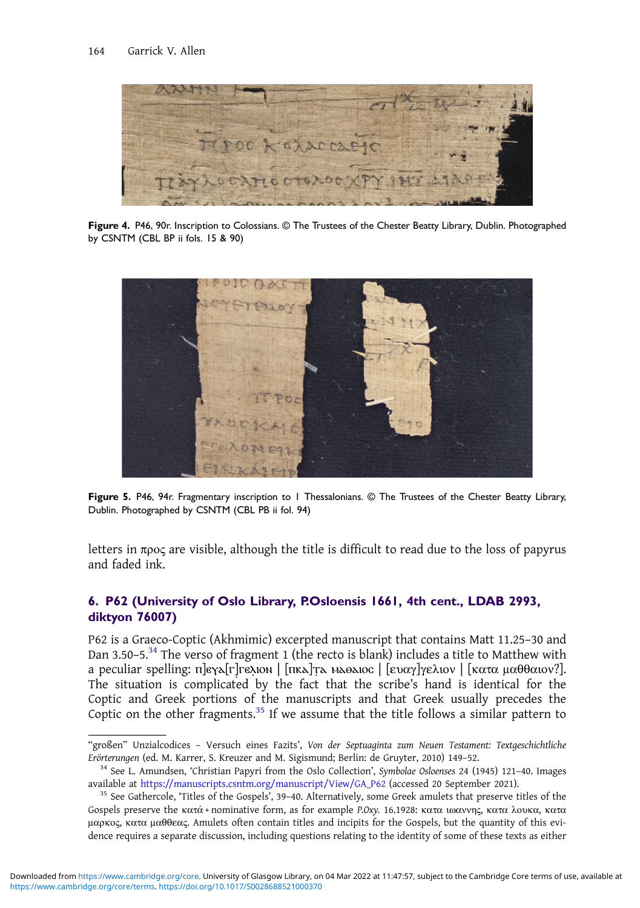Figure 4. P46, 90r. Inscription to Colossians. © The Trustees of the Chester Beatty Library, Dublin. Photographed by CSNTM (CBL BP ii fols. 15 & 90)

Figure 5. P46, 94r. Fragmentary inscription to 1 Thessalonians. © The Trustees of the Chester Beatty Library, Dublin. Photographed by CSNTM (CBL PB ii fol. 94)

letters in πρoς are visible, although the title is difficult to read due to the loss of papyrus and faded ink.

## 6. P62 (University of Oslo Library, P.Osloensis 1661, 4th cent., LDAB 2993, diktyon 76007)

P62 is a Graeco-Coptic (Akhmimic) excerpted manuscript that contains Matt 11.25–30 and Dan 3.50–5.[34] The verso of fragment 1 (the recto is blank) includes a title to Matthew with a peculiar spelling: π]ɛγa[r]rɛλιoɴ | [πκa]ṭa мaөaιoc | [ευαγ]γελιον | [κατα μαθθαιον?]. The situation is complicated by the fact that the scribe's hand is identical for the Coptic and Greek portions of the manuscripts and that Greek usually precedes the Coptic on the other fragments.[35] If we assume that the title follows a similar pattern to

"großen" Unzialcodices – Versuch eines Fazits', *Von der Septuaginta zum Neuen Testament: Textgeschichtliche Erörterungen* (ed. M. Karrer, S. Kreuzer and M. Sigismund; Berlin: de Gruyter, 2010) 149–52.

[34] See L. Amundsen, 'Christian Papyri from the Oslo Collection', *Symbolae Osloenses* 24 (1945) 121–40. Images available at https://manuscripts.csntm.org/manuscript/View/GA_P62 (accessed 20 September 2021).

[35] See Gathercole, 'Titles of the Gospels', 39–40. Alternatively, some Greek amulets that preserve titles of the Gospels preserve the κατά + nominative form, as for example *P.Oxy.* 16.1928: κατα ιωαννης, κατα λουκα, κατα μαρκος, κατα μαθθεας. Amulets often contain titles and incipits for the Gospels, but the quantity of this evidence requires a separate discussion, including questions relating to the identity of some of these texts as either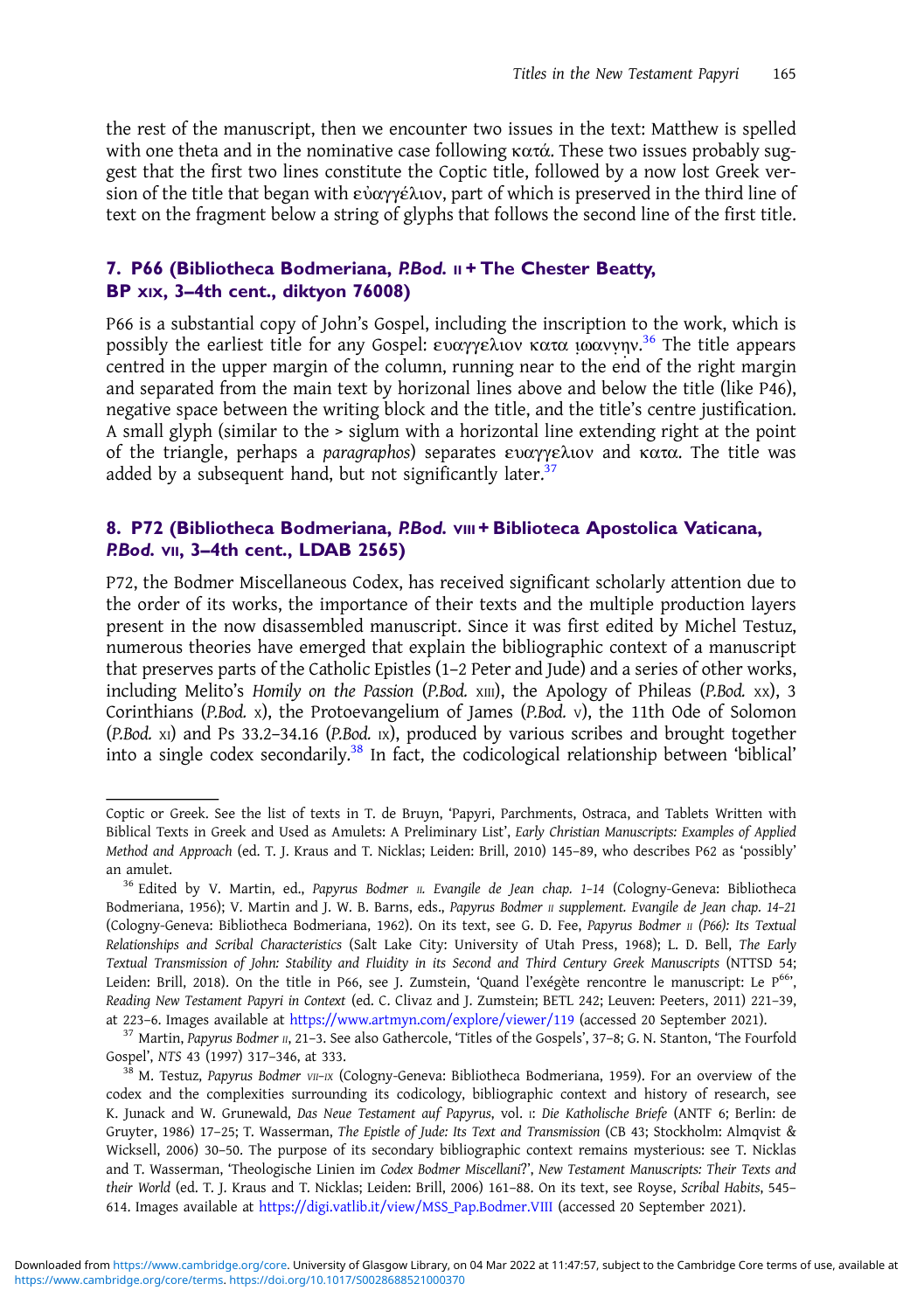the rest of the manuscript, then we encounter two issues in the text: Matthew is spelled with one theta and in the nominative case following κατά. These two issues probably suggest that the first two lines constitute the Coptic title, followed by a now lost Greek version of the title that began with εὐαγγέλιον, part of which is preserved in the third line of text on the fragment below a string of glyphs that follows the second line of the first title.

## 7. P66 (Bibliotheca Bodmeriana, *P.Bod.* II + The Chester Beatty, BP XIX, 3–4th cent., diktyon 76008)

P66 is a substantial copy of John's Gospel, including the inscription to the work, which is possibly the earliest title for any Gospel: ευαγγελιον κατα ιωαννην.[36] The title appears centred in the upper margin of the column, running near to the end of the right margin and separated from the main text by horizonal lines above and below the title (like P46), negative space between the writing block and the title, and the title's centre justification. A small glyph (similar to the > siglum with a horizontal line extending right at the point of the triangle, perhaps a *paragraphos*) separates ευαγγελιον and κατα. The title was added by a subsequent hand, but not significantly later.[37]

## 8. P72 (Bibliotheca Bodmeriana, *P.Bod.* VIII + Biblioteca Apostolica Vaticana, *P.Bod.* VII, 3–4th cent., LDAB 2565)

P72, the Bodmer Miscellaneous Codex, has received significant scholarly attention due to the order of its works, the importance of their texts and the multiple production layers present in the now disassembled manuscript. Since it was first edited by Michel Testuz, numerous theories have emerged that explain the bibliographic context of a manuscript that preserves parts of the Catholic Epistles (1–2 Peter and Jude) and a series of other works, including Melito's *Homily on the Passion* (*P.Bod.* XIII), the Apology of Phileas (*P.Bod.* XX), 3 Corinthians (*P.Bod.* X), the Protoevangelium of James (*P.Bod.* V), the 11th Ode of Solomon (*P.Bod.* XI) and Ps 33.2–34.16 (*P.Bod.* IX), produced by various scribes and brought together into a single codex secondarily.[38] In fact, the codicological relationship between 'biblical'

---

Coptic or Greek. See the list of texts in T. de Bruyn, 'Papyri, Parchments, Ostraca, and Tablets Written with Biblical Texts in Greek and Used as Amulets: A Preliminary List', *Early Christian Manuscripts: Examples of Applied Method and Approach* (ed. T. J. Kraus and T. Nicklas; Leiden: Brill, 2010) 145–89, who describes P62 as 'possibly' an amulet.

[36] Edited by V. Martin, ed., *Papyrus Bodmer II. Evangile de Jean chap. 1–14* (Cologny-Geneva: Bibliotheca Bodmeriana, 1956); V. Martin and J. W. B. Barns, eds., *Papyrus Bodmer II supplement. Evangile de Jean chap. 14–21* (Cologny-Geneva: Bibliotheca Bodmeriana, 1962). On its text, see G. D. Fee, *Papyrus Bodmer II (P66): Its Textual Relationships and Scribal Characteristics* (Salt Lake City: University of Utah Press, 1968); L. D. Bell, *The Early Textual Transmission of John: Stability and Fluidity in its Second and Third Century Greek Manuscripts* (NTTSD 54; Leiden: Brill, 2018). On the title in P66, see J. Zumstein, 'Quand l'exégète rencontre le manuscript: Le P[66]', *Reading New Testament Papyri in Context* (ed. C. Clivaz and J. Zumstein; BETL 242; Leuven: Peeters, 2011) 221–39, at 223–6. Images available at https://www.artmyn.com/explore/viewer/119 (accessed 20 September 2021).

[37] Martin, *Papyrus Bodmer II*, 21–3. See also Gathercole, 'Titles of the Gospels', 37–8; G. N. Stanton, 'The Fourfold Gospel', *NTS* 43 (1997) 317–346, at 333.

[38] M. Testuz, *Papyrus Bodmer VII–IX* (Cologny-Geneva: Bibliotheca Bodmeriana, 1959). For an overview of the codex and the complexities surrounding its codicology, bibliographic context and history of research, see K. Junack and W. Grunewald, *Das Neue Testament auf Papyrus*, vol. I: *Die Katholische Briefe* (ANTF 6; Berlin: de Gruyter, 1986) 17–25; T. Wasserman, *The Epistle of Jude: Its Text and Transmission* (CB 43; Stockholm: Almqvist & Wicksell, 2006) 30–50. The purpose of its secondary bibliographic context remains mysterious: see T. Nicklas and T. Wasserman, 'Theologische Linien im *Codex Bodmer Miscellani*?', *New Testament Manuscripts: Their Texts and their World* (ed. T. J. Kraus and T. Nicklas; Leiden: Brill, 2006) 161–88. On its text, see Royse, *Scribal Habits*, 545–614. Images available at https://digi.vatlib.it/view/MSS_Pap.Bodmer.VIII (accessed 20 September 2021).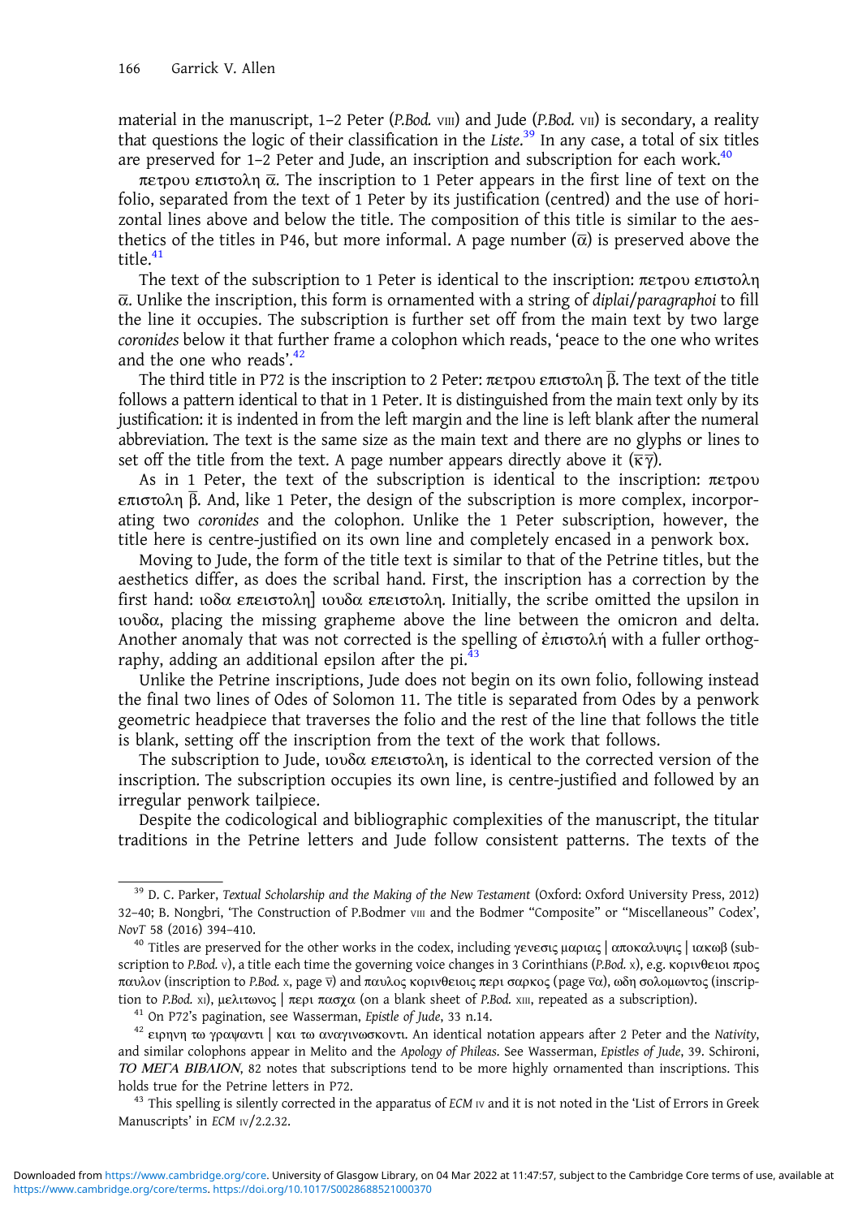material in the manuscript, 1–2 Peter (*P.Bod.* VIII) and Jude (*P.Bod.* VII) is secondary, a reality that questions the logic of their classification in the *Liste*.[39] In any case, a total of six titles are preserved for 1–2 Peter and Jude, an inscription and subscription for each work.[40]

πετρου επιστολη α̅. The inscription to 1 Peter appears in the first line of text on the folio, separated from the text of 1 Peter by its justification (centred) and the use of horizontal lines above and below the title. The composition of this title is similar to the aesthetics of the titles in P46, but more informal. A page number (α̅) is preserved above the title.[41]

The text of the subscription to 1 Peter is identical to the inscription: πετρου επιστολη α̅. Unlike the inscription, this form is ornamented with a string of *diplai*/*paragraphoi* to fill the line it occupies. The subscription is further set off from the main text by two large *coronides* below it that further frame a colophon which reads, 'peace to the one who writes and the one who reads'.[42]

The third title in P72 is the inscription to 2 Peter: πετρου επιστολη β̅. The text of the title follows a pattern identical to that in 1 Peter. It is distinguished from the main text only by its justification: it is indented in from the left margin and the line is left blank after the numeral abbreviation. The text is the same size as the main text and there are no glyphs or lines to set off the title from the text. A page number appears directly above it (κ̅γ̅).

As in 1 Peter, the text of the subscription is identical to the inscription: πετρου επιστολη β̅. And, like 1 Peter, the design of the subscription is more complex, incorporating two *coronides* and the colophon. Unlike the 1 Peter subscription, however, the title here is centre-justified on its own line and completely encased in a penwork box.

Moving to Jude, the form of the title text is similar to that of the Petrine titles, but the aesthetics differ, as does the scribal hand. First, the inscription has a correction by the first hand: ιοδα επειστολη] ιουδα επειστολη. Initially, the scribe omitted the upsilon in ιουδα, placing the missing grapheme above the line between the omicron and delta. Another anomaly that was not corrected is the spelling of ἐπιστολή with a fuller orthography, adding an additional epsilon after the pi.[43]

Unlike the Petrine inscriptions, Jude does not begin on its own folio, following instead the final two lines of Odes of Solomon 11. The title is separated from Odes by a penwork geometric headpiece that traverses the folio and the rest of the line that follows the title is blank, setting off the inscription from the text of the work that follows.

The subscription to Jude, ιουδα επειστολη, is identical to the corrected version of the inscription. The subscription occupies its own line, is centre-justified and followed by an irregular penwork tailpiece.

Despite the codicological and bibliographic complexities of the manuscript, the titular traditions in the Petrine letters and Jude follow consistent patterns. The texts of the

---

[39] D. C. Parker, *Textual Scholarship and the Making of the New Testament* (Oxford: Oxford University Press, 2012) 32–40; B. Nongbri, 'The Construction of P.Bodmer VIII and the Bodmer "Composite" or "Miscellaneous" Codex', *NovT* 58 (2016) 394–410.

[40] Titles are preserved for the other works in the codex, including γενεσις μαριας | αποκαλυψις | ιακωβ (subscription to *P.Bod.* V), a title each time the governing voice changes in 3 Corinthians (*P.Bod.* X), e.g. κορινθειοι προς παυλον (inscription to *P.Bod.* X, page ν̅) and παυλος κορινθειοις περι σαρκος (page ν̅α), ωδη σολομωντος (inscription to *P.Bod.* XI), μελιτωνος | περι πασχα (on a blank sheet of *P.Bod.* XIII, repeated as a subscription).

[41] On P72's pagination, see Wasserman, *Epistle of Jude*, 33 n.14.

[42] ειρηνη τω γραψαντι | και τω αναγινωσκοντι. An identical notation appears after 2 Peter and the *Nativity*, and similar colophons appear in Melito and the *Apology of Phileas*. See Wasserman, *Epistles of Jude*, 39. Schironi, *ΤΟ ΜΕΓΑ ΒΙΒΛΙΟΝ*, 82 notes that subscriptions tend to be more highly ornamented than inscriptions. This holds true for the Petrine letters in P72.

[43] This spelling is silently corrected in the apparatus of *ECM* IV and it is not noted in the 'List of Errors in Greek Manuscripts' in *ECM* IV/2.2.32.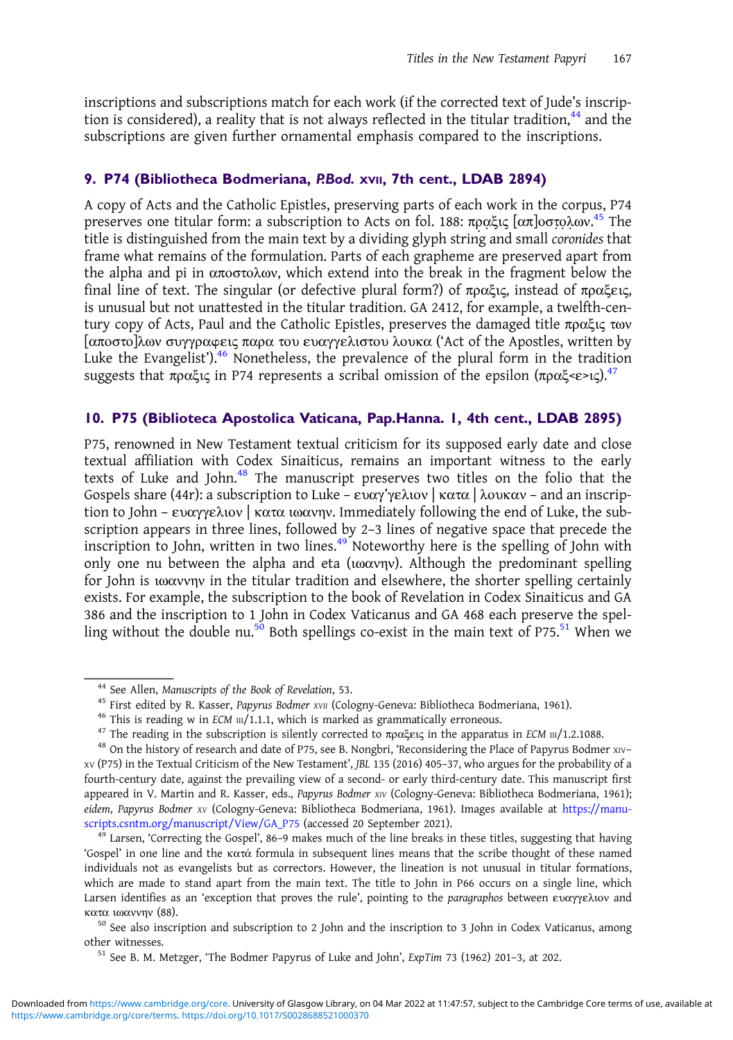inscriptions and subscriptions match for each work (if the corrected text of Jude's inscription is considered), a reality that is not always reflected in the titular tradition,[44] and the subscriptions are given further ornamental emphasis compared to the inscriptions.

## 9. P74 (Bibliotheca Bodmeriana, *P.Bod.* XVII, 7th cent., LDAB 2894)

A copy of Acts and the Catholic Epistles, preserving parts of each work in the corpus, P74 preserves one titular form: a subscription to Acts on fol. 188: πρ̣α̣ξις [απ]οσ̣τ̣ο̣λ̣ων.[45] The title is distinguished from the main text by a dividing glyph string and small *coronides* that frame what remains of the formulation. Parts of each grapheme are preserved apart from the alpha and pi in αποστολων, which extend into the break in the fragment below the final line of text. The singular (or defective plural form?) of πραξις, instead of πραξεις, is unusual but not unattested in the titular tradition. GA 2412, for example, a twelfth-century copy of Acts, Paul and the Catholic Epistles, preserves the damaged title πραξις των [αποστο]λων συγγραφεις παρα του ευαγγελιστου λουκα ('Act of the Apostles, written by Luke the Evangelist').[46] Nonetheless, the prevalence of the plural form in the tradition suggests that πραξις in P74 represents a scribal omission of the epsilon (πραξ<ε>ις).[47]

## 10. P75 (Biblioteca Apostolica Vaticana, Pap.Hanna. 1, 4th cent., LDAB 2895)

P75, renowned in New Testament textual criticism for its supposed early date and close textual affiliation with Codex Sinaiticus, remains an important witness to the early texts of Luke and John.[48] The manuscript preserves two titles on the folio that the Gospels share (44r): a subscription to Luke – ευαγ'γελιον | κατα | λουκαν – and an inscription to John – ευαγγελιον | κατα ιωανην. Immediately following the end of Luke, the subscription appears in three lines, followed by 2–3 lines of negative space that precede the inscription to John, written in two lines.[49] Noteworthy here is the spelling of John with only one nu between the alpha and eta (ιωανην). Although the predominant spelling for John is ιωαννην in the titular tradition and elsewhere, the shorter spelling certainly exists. For example, the subscription to the book of Revelation in Codex Sinaiticus and GA 386 and the inscription to 1 John in Codex Vaticanus and GA 468 each preserve the spelling without the double nu.[50] Both spellings co-exist in the main text of P75.[51] When we

---

[44] See Allen, *Manuscripts of the Book of Revelation*, 53.

[45] First edited by R. Kasser, *Papyrus Bodmer XVII* (Cologny-Geneva: Bibliotheca Bodmeriana, 1961).

[46] This is reading w in *ECM* III/1.1.1, which is marked as grammatically erroneous.

[47] The reading in the subscription is silently corrected to πραξεις in the apparatus in *ECM* III/1.2.1088.

[48] On the history of research and date of P75, see B. Nongbri, 'Reconsidering the Place of Papyrus Bodmer XIV–XV (P75) in the Textual Criticism of the New Testament', *JBL* 135 (2016) 405–37, who argues for the probability of a fourth-century date, against the prevailing view of a second- or early third-century date. This manuscript first appeared in V. Martin and R. Kasser, eds., *Papyrus Bodmer XIV* (Cologny-Geneva: Bibliotheca Bodmeriana, 1961); *eidem*, *Papyrus Bodmer XV* (Cologny-Geneva: Bibliotheca Bodmeriana, 1961). Images available at https://manuscripts.csntm.org/manuscript/View/GA_P75 (accessed 20 September 2021).

[49] Larsen, 'Correcting the Gospel', 86–9 makes much of the line breaks in these titles, suggesting that having 'Gospel' in one line and the κατά formula in subsequent lines means that the scribe thought of these named individuals not as evangelists but as correctors. However, the lineation is not unusual in titular formations, which are made to stand apart from the main text. The title to John in P66 occurs on a single line, which Larsen identifies as an 'exception that proves the rule', pointing to the *paragraphos* between ευαγγελιον and κατα ιωαννην (88).

[50] See also inscription and subscription to 2 John and the inscription to 3 John in Codex Vaticanus, among other witnesses.

[51] See B. M. Metzger, 'The Bodmer Papyrus of Luke and John', *ExpTim* 73 (1962) 201–3, at 202.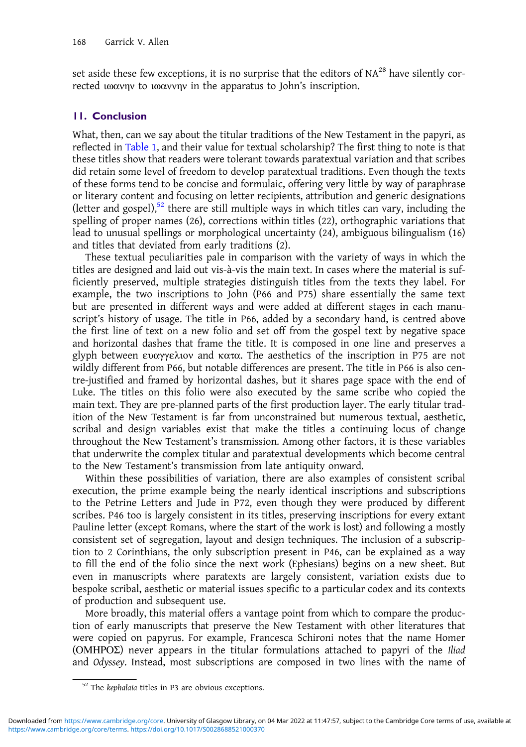set aside these few exceptions, it is no surprise that the editors of NA[28] have silently corrected ιωανην to ιωαννην in the apparatus to John's inscription.

## 11. Conclusion

What, then, can we say about the titular traditions of the New Testament in the papyri, as reflected in Table 1, and their value for textual scholarship? The first thing to note is that these titles show that readers were tolerant towards paratextual variation and that scribes did retain some level of freedom to develop paratextual traditions. Even though the texts of these forms tend to be concise and formulaic, offering very little by way of paraphrase or literary content and focusing on letter recipients, attribution and generic designations (letter and gospel),[52] there are still multiple ways in which titles can vary, including the spelling of proper names (26), corrections within titles (22), orthographic variations that lead to unusual spellings or morphological uncertainty (24), ambiguous bilingualism (16) and titles that deviated from early traditions (2).

These textual peculiarities pale in comparison with the variety of ways in which the titles are designed and laid out vis-à-vis the main text. In cases where the material is sufficiently preserved, multiple strategies distinguish titles from the texts they label. For example, the two inscriptions to John (P66 and P75) share essentially the same text but are presented in different ways and were added at different stages in each manuscript's history of usage. The title in P66, added by a secondary hand, is centred above the first line of text on a new folio and set off from the gospel text by negative space and horizontal dashes that frame the title. It is composed in one line and preserves a glyph between ευαγγελιον and κατα. The aesthetics of the inscription in P75 are not wildly different from P66, but notable differences are present. The title in P66 is also centre-justified and framed by horizontal dashes, but it shares page space with the end of Luke. The titles on this folio were also executed by the same scribe who copied the main text. They are pre-planned parts of the first production layer. The early titular tradition of the New Testament is far from unconstrained but numerous textual, aesthetic, scribal and design variables exist that make the titles a continuing locus of change throughout the New Testament's transmission. Among other factors, it is these variables that underwrite the complex titular and paratextual developments which become central to the New Testament's transmission from late antiquity onward.

Within these possibilities of variation, there are also examples of consistent scribal execution, the prime example being the nearly identical inscriptions and subscriptions to the Petrine Letters and Jude in P72, even though they were produced by different scribes. P46 too is largely consistent in its titles, preserving inscriptions for every extant Pauline letter (except Romans, where the start of the work is lost) and following a mostly consistent set of segregation, layout and design techniques. The inclusion of a subscription to 2 Corinthians, the only subscription present in P46, can be explained as a way to fill the end of the folio since the next work (Ephesians) begins on a new sheet. But even in manuscripts where paratexts are largely consistent, variation exists due to bespoke scribal, aesthetic or material issues specific to a particular codex and its contexts of production and subsequent use.

More broadly, this material offers a vantage point from which to compare the production of early manuscripts that preserve the New Testament with other literatures that were copied on papyrus. For example, Francesca Schironi notes that the name Homer (ΟΜΗΡΟΣ) never appears in the titular formulations attached to papyri of the *Iliad* and *Odyssey*. Instead, most subscriptions are composed in two lines with the name of

[52] The *kephalaia* titles in P3 are obvious exceptions.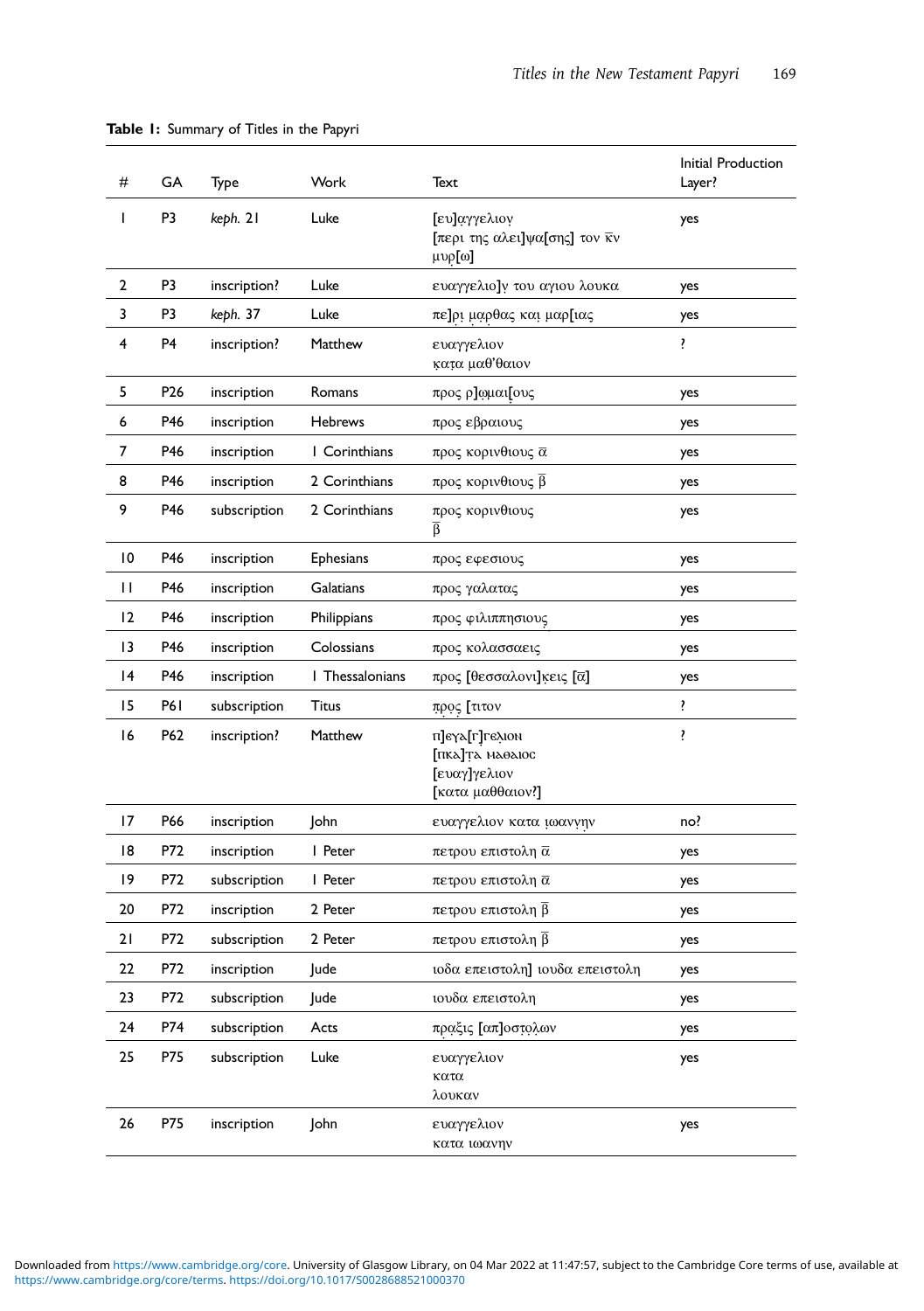**Table 1:** Summary of Titles in the Papyri

| # | GA | Type | Work | Text | Initial Production Layer? |
|---|---|---|---|---|---|
| 1 | P3 | *keph.* 21 | Luke | [ευ]αγγελιον̣ [περι της αλει]ψα[σης] τον κ̅ν̅ μυρ̣[ω] | yes |
| 2 | P3 | inscription? | Luke | ευαγγελιο]ν̣ του αγιου λουκα | yes |
| 3 | P3 | *keph.* 37 | Luke | πε]ρ̣ι̣ μ̣αρθας και̣ μαρ[ιας | yes |
| 4 | P4 | inscription? | Matthew | ευαγγελιον κ̣ατα μαθ'θαιον | ? |
| 5 | P26 | inscription | Romans | προς ρ]ω̣μαι[ους | yes |
| 6 | P46 | inscription | Hebrews | προς εβραιους | yes |
| 7 | P46 | inscription | 1 Corinthians | προς κορινθιους α̅ | yes |
| 8 | P46 | inscription | 2 Corinthians | προς κορινθιους β̅ | yes |
| 9 | P46 | subscription | 2 Corinthians | προς κορινθιους β̅ | yes |
| 10 | P46 | inscription | Ephesians | προς εφεσιους | yes |
| 11 | P46 | inscription | Galatians | προς γαλατας | yes |
| 12 | P46 | inscription | Philippians | προς φιλιππησιους | yes |
| 13 | P46 | inscription | Colossians | προς κολασσαεις | yes |
| 14 | P46 | inscription | 1 Thessalonians | προς [θεσσαλονι]κ̣εις [α̅] | yes |
| 15 | P61 | subscription | Titus | π̣ρ̣ο̣ς̣ [τιτον | ? |
| 16 | P62 | inscription? | Matthew | π]εγα[г]гєλιοн [пκa]тa нaθaιoc [ευαγ]γελιον [κατα μαθθαιον?] | ? |
| 17 | P66 | inscription | John | ευαγγελιον κατα ι̣ωανν̣ην | no? |
| 18 | P72 | inscription | 1 Peter | πετρου επιστολη α̅ | yes |
| 19 | P72 | subscription | 1 Peter | πετρου επιστολη α̅ | yes |
| 20 | P72 | inscription | 2 Peter | πετρου επιστολη β̅ | yes |
| 21 | P72 | subscription | 2 Peter | πετρου επιστολη β̅ | yes |
| 22 | P72 | inscription | Jude | ιοδα επειστολη] ιουδα επειστολη | yes |
| 23 | P72 | subscription | Jude | ιουδα επειστολη | yes |
| 24 | P74 | subscription | Acts | π̣ρ̣α̣ξις [απ]οσ̣τ̣ο̣λ̣ων | yes |
| 25 | P75 | subscription | Luke | ευαγγελιον κατα λουκαν | yes |
| 26 | P75 | inscription | John | ευαγγελιον κατα ιωανην | yes |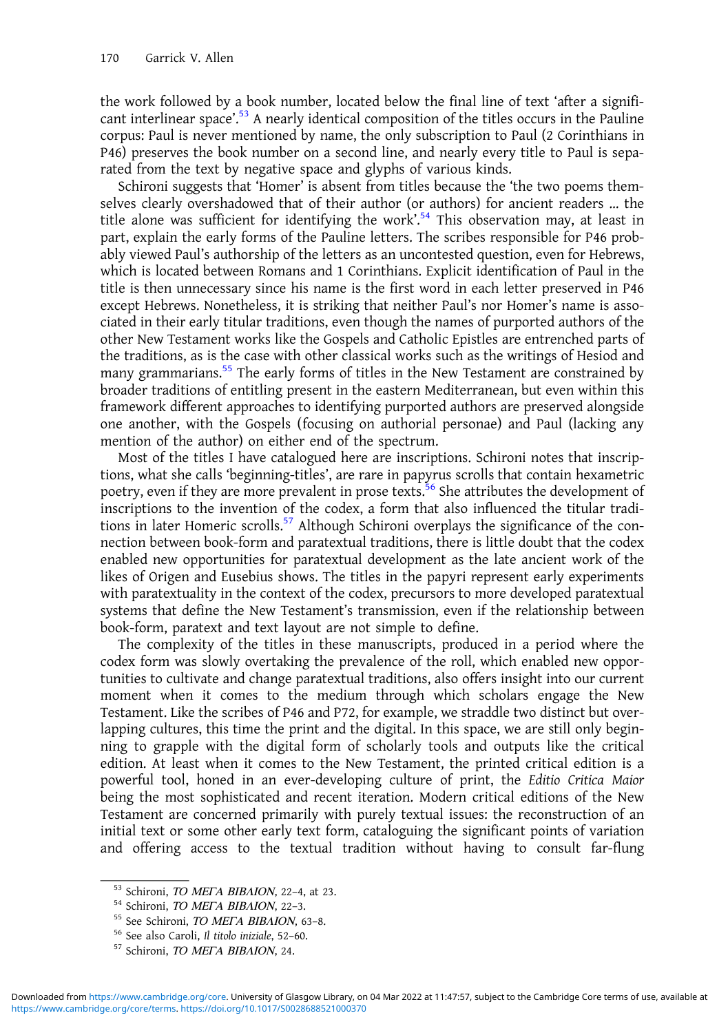the work followed by a book number, located below the final line of text 'after a significant interlinear space'.[53] A nearly identical composition of the titles occurs in the Pauline corpus: Paul is never mentioned by name, the only subscription to Paul (2 Corinthians in P46) preserves the book number on a second line, and nearly every title to Paul is separated from the text by negative space and glyphs of various kinds.

Schironi suggests that 'Homer' is absent from titles because the 'the two poems themselves clearly overshadowed that of their author (or authors) for ancient readers … the title alone was sufficient for identifying the work'.[54] This observation may, at least in part, explain the early forms of the Pauline letters. The scribes responsible for P46 probably viewed Paul's authorship of the letters as an uncontested question, even for Hebrews, which is located between Romans and 1 Corinthians. Explicit identification of Paul in the title is then unnecessary since his name is the first word in each letter preserved in P46 except Hebrews. Nonetheless, it is striking that neither Paul's nor Homer's name is associated in their early titular traditions, even though the names of purported authors of the other New Testament works like the Gospels and Catholic Epistles are entrenched parts of the traditions, as is the case with other classical works such as the writings of Hesiod and many grammarians.[55] The early forms of titles in the New Testament are constrained by broader traditions of entitling present in the eastern Mediterranean, but even within this framework different approaches to identifying purported authors are preserved alongside one another, with the Gospels (focusing on authorial personae) and Paul (lacking any mention of the author) on either end of the spectrum.

Most of the titles I have catalogued here are inscriptions. Schironi notes that inscriptions, what she calls 'beginning-titles', are rare in papyrus scrolls that contain hexametric poetry, even if they are more prevalent in prose texts.[56] She attributes the development of inscriptions to the invention of the codex, a form that also influenced the titular traditions in later Homeric scrolls.[57] Although Schironi overplays the significance of the connection between book-form and paratextual traditions, there is little doubt that the codex enabled new opportunities for paratextual development as the late ancient work of the likes of Origen and Eusebius shows. The titles in the papyri represent early experiments with paratextuality in the context of the codex, precursors to more developed paratextual systems that define the New Testament's transmission, even if the relationship between book-form, paratext and text layout are not simple to define.

The complexity of the titles in these manuscripts, produced in a period where the codex form was slowly overtaking the prevalence of the roll, which enabled new opportunities to cultivate and change paratextual traditions, also offers insight into our current moment when it comes to the medium through which scholars engage the New Testament. Like the scribes of P46 and P72, for example, we straddle two distinct but overlapping cultures, this time the print and the digital. In this space, we are still only beginning to grapple with the digital form of scholarly tools and outputs like the critical edition. At least when it comes to the New Testament, the printed critical edition is a powerful tool, honed in an ever-developing culture of print, the *Editio Critica Maior* being the most sophisticated and recent iteration. Modern critical editions of the New Testament are concerned primarily with purely textual issues: the reconstruction of an initial text or some other early text form, cataloguing the significant points of variation and offering access to the textual tradition without having to consult far-flung

---

[53] Schironi, *ΤΟ ΜΕΓΑ ΒΙΒΛΙΟΝ*, 22–4, at 23.

[54] Schironi, *ΤΟ ΜΕΓΑ ΒΙΒΛΙΟΝ*, 22–3.

[55] See Schironi, *ΤΟ ΜΕΓΑ ΒΙΒΛΙΟΝ*, 63–8.

[56] See also Caroli, *Il titolo iniziale*, 52–60.

[57] Schironi, *ΤΟ ΜΕΓΑ ΒΙΒΛΙΟΝ*, 24.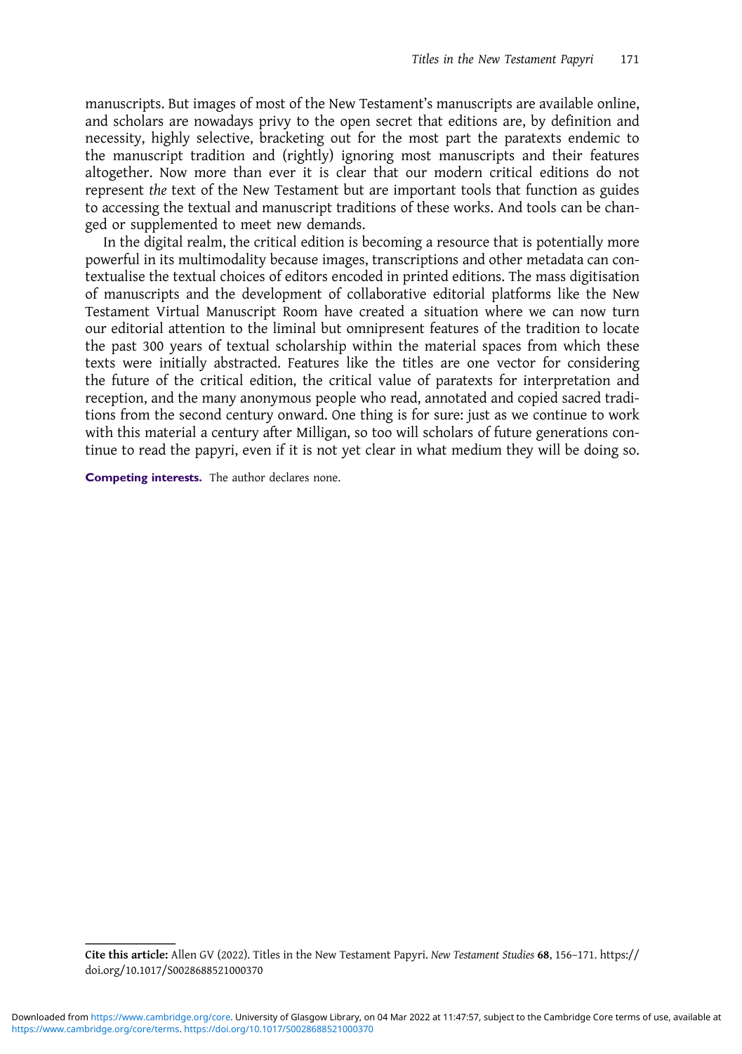manuscripts. But images of most of the New Testament's manuscripts are available online, and scholars are nowadays privy to the open secret that editions are, by definition and necessity, highly selective, bracketing out for the most part the paratexts endemic to the manuscript tradition and (rightly) ignoring most manuscripts and their features altogether. Now more than ever it is clear that our modern critical editions do not represent *the* text of the New Testament but are important tools that function as guides to accessing the textual and manuscript traditions of these works. And tools can be changed or supplemented to meet new demands.

In the digital realm, the critical edition is becoming a resource that is potentially more powerful in its multimodality because images, transcriptions and other metadata can contextualise the textual choices of editors encoded in printed editions. The mass digitisation of manuscripts and the development of collaborative editorial platforms like the New Testament Virtual Manuscript Room have created a situation where we can now turn our editorial attention to the liminal but omnipresent features of the tradition to locate the past 300 years of textual scholarship within the material spaces from which these texts were initially abstracted. Features like the titles are one vector for considering the future of the critical edition, the critical value of paratexts for interpretation and reception, and the many anonymous people who read, annotated and copied sacred traditions from the second century onward. One thing is for sure: just as we continue to work with this material a century after Milligan, so too will scholars of future generations continue to read the papyri, even if it is not yet clear in what medium they will be doing so.

**Competing interests.** The author declares none.

**Cite this article:** Allen GV (2022). Titles in the New Testament Papyri. *New Testament Studies* **68**, 156–171. https://doi.org/10.1017/S0028688521000370